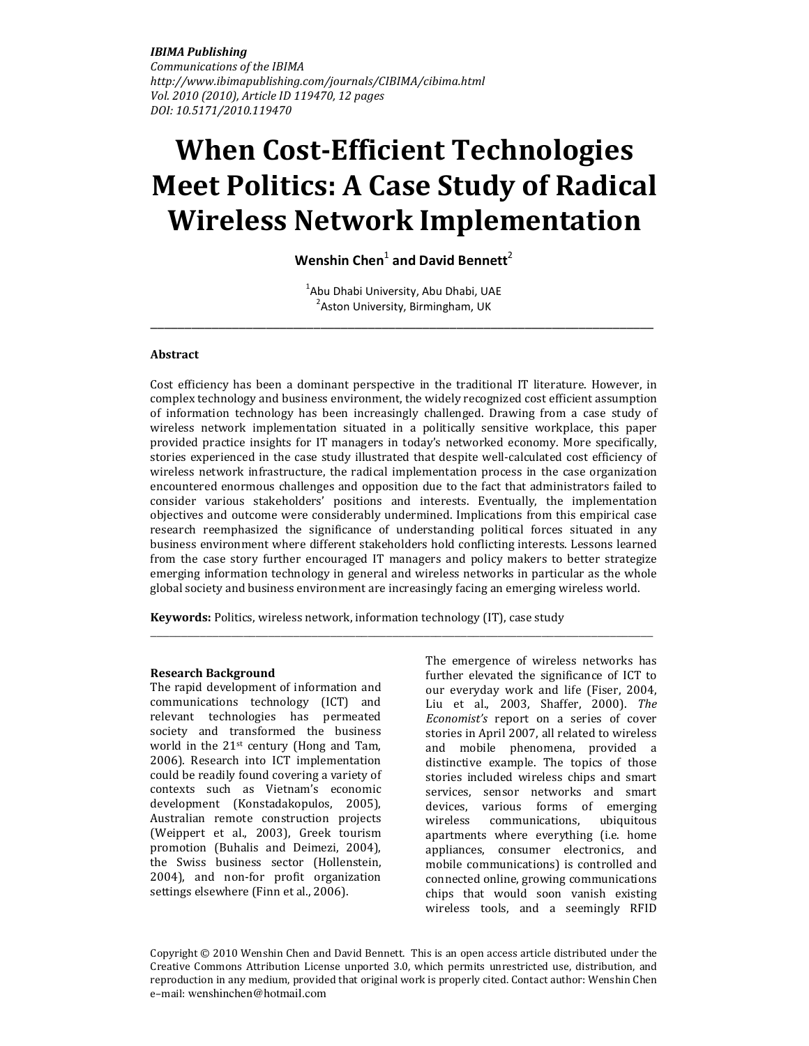*IBIMA Publishing*
*Communications of the IBIMA*
*http://www.ibimapublishing.com/journals/CIBIMA/cibima.html*
*Vol. 2010 (2010), Article ID 119470, 12 pages*
*DOI: 10.5171/2010.119470*

# When Cost-Efficient Technologies Meet Politics: A Case Study of Radical Wireless Network Implementation

**Wenshin Chen[1] and David Bennett[2]**

[1]Abu Dhabi University, Abu Dhabi, UAE
[2]Aston University, Birmingham, UK

---

### Abstract

Cost efficiency has been a dominant perspective in the traditional IT literature. However, in complex technology and business environment, the widely recognized cost efficient assumption of information technology has been increasingly challenged. Drawing from a case study of wireless network implementation situated in a politically sensitive workplace, this paper provided practice insights for IT managers in today's networked economy. More specifically, stories experienced in the case study illustrated that despite well-calculated cost efficiency of wireless network infrastructure, the radical implementation process in the case organization encountered enormous challenges and opposition due to the fact that administrators failed to consider various stakeholders' positions and interests. Eventually, the implementation objectives and outcome were considerably undermined. Implications from this empirical case research reemphasized the significance of understanding political forces situated in any business environment where different stakeholders hold conflicting interests. Lessons learned from the case story further encouraged IT managers and policy makers to better strategize emerging information technology in general and wireless networks in particular as the whole global society and business environment are increasingly facing an emerging wireless world.

**Keywords:** Politics, wireless network, information technology (IT), case study

---

### Research Background

The rapid development of information and communications technology (ICT) and relevant technologies has permeated society and transformed the business world in the 21st century (Hong and Tam, 2006). Research into ICT implementation could be readily found covering a variety of contexts such as Vietnam's economic development (Konstadakopulos, 2005), Australian remote construction projects (Weippert et al., 2003), Greek tourism promotion (Buhalis and Deimezi, 2004), the Swiss business sector (Hollenstein, 2004), and non-for profit organization settings elsewhere (Finn et al., 2006).

The emergence of wireless networks has further elevated the significance of ICT to our everyday work and life (Fiser, 2004, Liu et al., 2003, Shaffer, 2000). *The Economist's* report on a series of cover stories in April 2007, all related to wireless and mobile phenomena, provided a distinctive example. The topics of those stories included wireless chips and smart services, sensor networks and smart devices, various forms of emerging wireless communications, ubiquitous apartments where everything (i.e. home appliances, consumer electronics, and mobile communications) is controlled and connected online, growing communications chips that would soon vanish existing wireless tools, and a seemingly RFID

Copyright © 2010 Wenshin Chen and David Bennett. This is an open access article distributed under the Creative Commons Attribution License unported 3.0, which permits unrestricted use, distribution, and reproduction in any medium, provided that original work is properly cited. Contact author: Wenshin Chen e–mail: wenshinchen@hotmail.com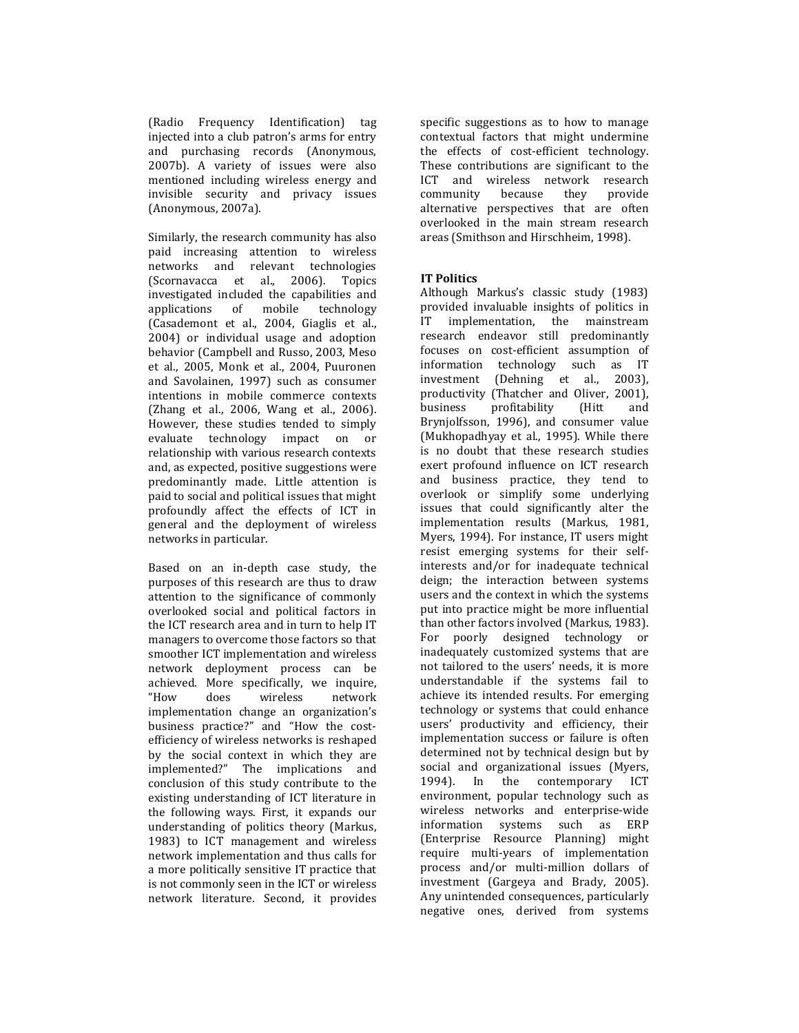(Radio Frequency Identification) tag injected into a club patron's arms for entry and purchasing records (Anonymous, 2007b). A variety of issues were also mentioned including wireless energy and invisible security and privacy issues (Anonymous, 2007a).

Similarly, the research community has also paid increasing attention to wireless networks and relevant technologies (Scornavacca et al., 2006). Topics investigated included the capabilities and applications of mobile technology (Casademont et al., 2004, Giaglis et al., 2004) or individual usage and adoption behavior (Campbell and Russo, 2003, Meso et al., 2005, Monk et al., 2004, Puuronen and Savolainen, 1997) such as consumer intentions in mobile commerce contexts (Zhang et al., 2006, Wang et al., 2006). However, these studies tended to simply evaluate technology impact on or relationship with various research contexts and, as expected, positive suggestions were predominantly made. Little attention is paid to social and political issues that might profoundly affect the effects of ICT in general and the deployment of wireless networks in particular.

Based on an in-depth case study, the purposes of this research are thus to draw attention to the significance of commonly overlooked social and political factors in the ICT research area and in turn to help IT managers to overcome those factors so that smoother ICT implementation and wireless network deployment process can be achieved. More specifically, we inquire, "How does wireless network implementation change an organization's business practice?" and "How the cost-efficiency of wireless networks is reshaped by the social context in which they are implemented?" The implications and conclusion of this study contribute to the existing understanding of ICT literature in the following ways. First, it expands our understanding of politics theory (Markus, 1983) to ICT management and wireless network implementation and thus calls for a more politically sensitive IT practice that is not commonly seen in the ICT or wireless network literature. Second, it provides specific suggestions as to how to manage contextual factors that might undermine the effects of cost-efficient technology. These contributions are significant to the ICT and wireless network research community because they provide alternative perspectives that are often overlooked in the main stream research areas (Smithson and Hirschheim, 1998).

## IT Politics

Although Markus's classic study (1983) provided invaluable insights of politics in IT implementation, the mainstream research endeavor still predominantly focuses on cost-efficient assumption of information technology such as IT investment (Dehning et al., 2003), productivity (Thatcher and Oliver, 2001), business profitability (Hitt and Brynjolfsson, 1996), and consumer value (Mukhopadhyay et al., 1995). While there is no doubt that these research studies exert profound influence on ICT research and business practice, they tend to overlook or simplify some underlying issues that could significantly alter the implementation results (Markus, 1981, Myers, 1994). For instance, IT users might resist emerging systems for their self-interests and/or for inadequate technical deign; the interaction between systems users and the context in which the systems put into practice might be more influential than other factors involved (Markus, 1983). For poorly designed technology or inadequately customized systems that are not tailored to the users' needs, it is more understandable if the systems fail to achieve its intended results. For emerging technology or systems that could enhance users' productivity and efficiency, their implementation success or failure is often determined not by technical design but by social and organizational issues (Myers, 1994). In the contemporary ICT environment, popular technology such as wireless networks and enterprise-wide information systems such as ERP (Enterprise Resource Planning) might require multi-years of implementation process and/or multi-million dollars of investment (Gargeya and Brady, 2005). Any unintended consequences, particularly negative ones, derived from systems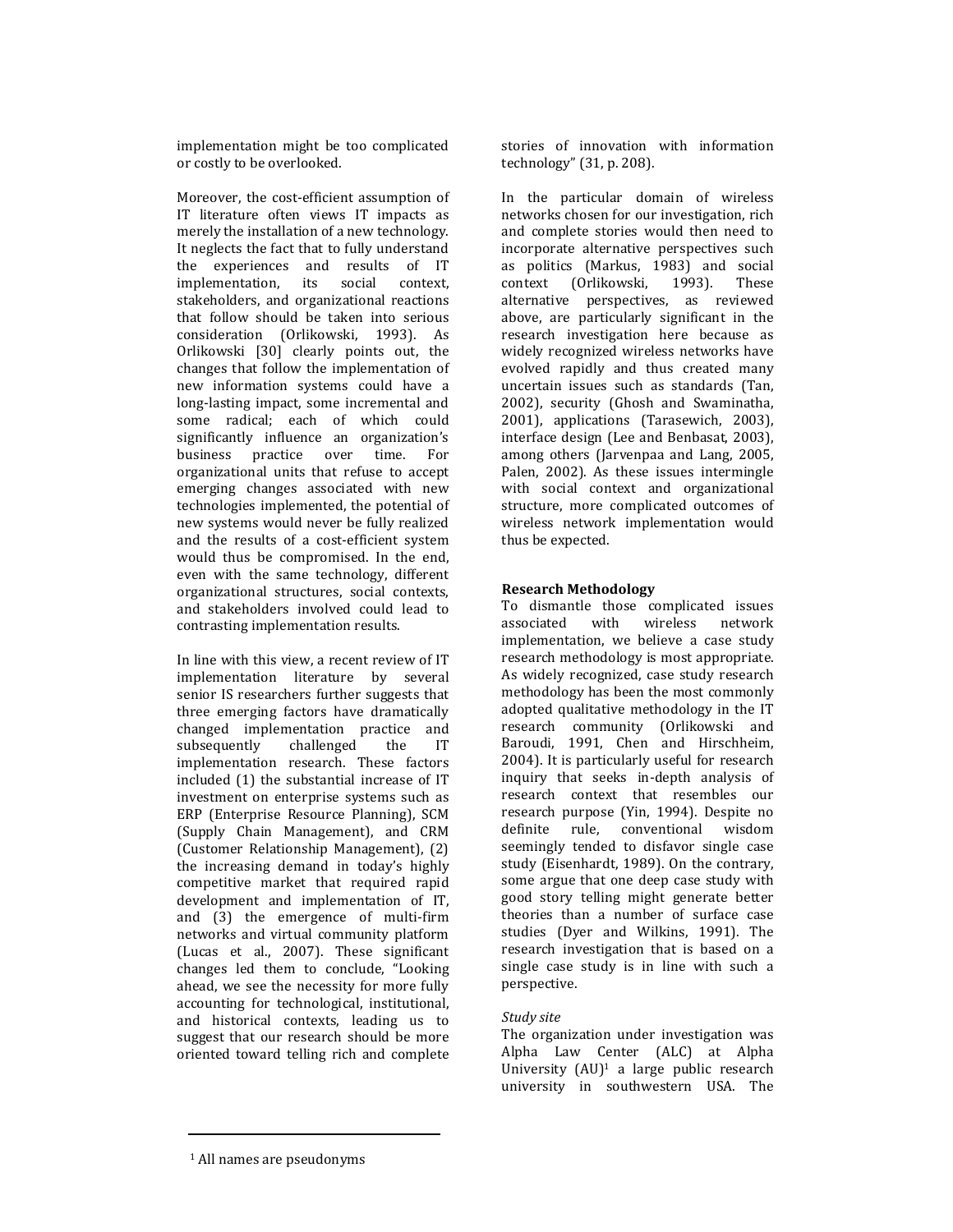implementation might be too complicated or costly to be overlooked.

Moreover, the cost-efficient assumption of IT literature often views IT impacts as merely the installation of a new technology. It neglects the fact that to fully understand the experiences and results of IT implementation, its social context, stakeholders, and organizational reactions that follow should be taken into serious consideration (Orlikowski, 1993). As Orlikowski [30] clearly points out, the changes that follow the implementation of new information systems could have a long-lasting impact, some incremental and some radical; each of which could significantly influence an organization's business practice over time. For organizational units that refuse to accept emerging changes associated with new technologies implemented, the potential of new systems would never be fully realized and the results of a cost-efficient system would thus be compromised. In the end, even with the same technology, different organizational structures, social contexts, and stakeholders involved could lead to contrasting implementation results.

In line with this view, a recent review of IT implementation literature by several senior IS researchers further suggests that three emerging factors have dramatically changed implementation practice and subsequently challenged the IT implementation research. These factors included (1) the substantial increase of IT investment on enterprise systems such as ERP (Enterprise Resource Planning), SCM (Supply Chain Management), and CRM (Customer Relationship Management), (2) the increasing demand in today's highly competitive market that required rapid development and implementation of IT, and (3) the emergence of multi-firm networks and virtual community platform (Lucas et al., 2007). These significant changes led them to conclude, "Looking ahead, we see the necessity for more fully accounting for technological, institutional, and historical contexts, leading us to suggest that our research should be more oriented toward telling rich and complete stories of innovation with information technology" (31, p. 208).

In the particular domain of wireless networks chosen for our investigation, rich and complete stories would then need to incorporate alternative perspectives such as politics (Markus, 1983) and social context (Orlikowski, 1993). These alternative perspectives, as reviewed above, are particularly significant in the research investigation here because as widely recognized wireless networks have evolved rapidly and thus created many uncertain issues such as standards (Tan, 2002), security (Ghosh and Swaminatha, 2001), applications (Tarasewich, 2003), interface design (Lee and Benbasat, 2003), among others (Jarvenpaa and Lang, 2005, Palen, 2002). As these issues intermingle with social context and organizational structure, more complicated outcomes of wireless network implementation would thus be expected.

**Research Methodology**

To dismantle those complicated issues associated with wireless network implementation, we believe a case study research methodology is most appropriate. As widely recognized, case study research methodology has been the most commonly adopted qualitative methodology in the IT research community (Orlikowski and Baroudi, 1991, Chen and Hirschheim, 2004). It is particularly useful for research inquiry that seeks in-depth analysis of research context that resembles our research purpose (Yin, 1994). Despite no definite rule, conventional wisdom seemingly tended to disfavor single case study (Eisenhardt, 1989). On the contrary, some argue that one deep case study with good story telling might generate better theories than a number of surface case studies (Dyer and Wilkins, 1991). The research investigation that is based on a single case study is in line with such a perspective.

*Study site*

The organization under investigation was Alpha Law Center (ALC) at Alpha University (AU)[1] a large public research university in southwestern USA. The

[1] All names are pseudonyms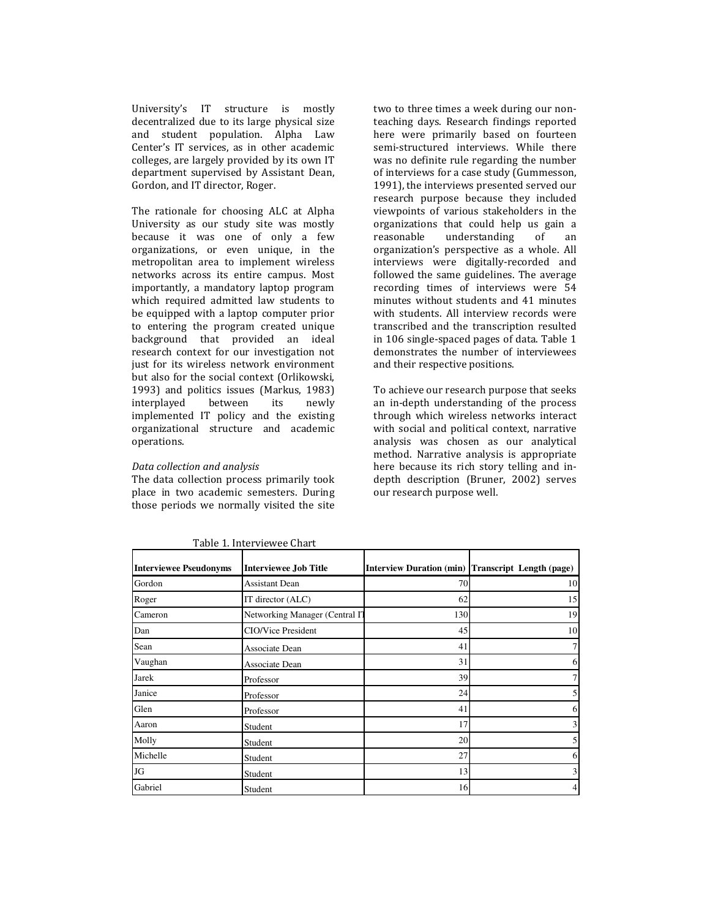University's IT structure is mostly decentralized due to its large physical size and student population. Alpha Law Center's IT services, as in other academic colleges, are largely provided by its own IT department supervised by Assistant Dean, Gordon, and IT director, Roger.

The rationale for choosing ALC at Alpha University as our study site was mostly because it was one of only a few organizations, or even unique, in the metropolitan area to implement wireless networks across its entire campus. Most importantly, a mandatory laptop program which required admitted law students to be equipped with a laptop computer prior to entering the program created unique background that provided an ideal research context for our investigation not just for its wireless network environment but also for the social context (Orlikowski, 1993) and politics issues (Markus, 1983) interplayed between its newly implemented IT policy and the existing organizational structure and academic operations.

*Data collection and analysis*

The data collection process primarily took place in two academic semesters. During those periods we normally visited the site two to three times a week during our non-teaching days. Research findings reported here were primarily based on fourteen semi-structured interviews. While there was no definite rule regarding the number of interviews for a case study (Gummesson, 1991), the interviews presented served our research purpose because they included viewpoints of various stakeholders in the organizations that could help us gain a reasonable understanding of an organization's perspective as a whole. All interviews were digitally-recorded and followed the same guidelines. The average recording times of interviews were 54 minutes without students and 41 minutes with students. All interview records were transcribed and the transcription resulted in 106 single-spaced pages of data. Table 1 demonstrates the number of interviewees and their respective positions.

To achieve our research purpose that seeks an in-depth understanding of the process through which wireless networks interact with social and political context, narrative analysis was chosen as our analytical method. Narrative analysis is appropriate here because its rich story telling and in-depth description (Bruner, 2002) serves our research purpose well.

Table 1. Interviewee Chart

| Interviewee Pseudonyms | Interviewee Job Title | Interview Duration (min) | Transcript Length (page) |
|---|---|---|---|
| Gordon | Assistant Dean | 70 | 10 |
| Roger | IT director (ALC) | 62 | 15 |
| Cameron | Networking Manager (Central IT | 130 | 19 |
| Dan | CIO/Vice President | 45 | 10 |
| Sean | Associate Dean | 41 | 7 |
| Vaughan | Associate Dean | 31 | 6 |
| Jarek | Professor | 39 | 7 |
| Janice | Professor | 24 | 5 |
| Glen | Professor | 41 | 6 |
| Aaron | Student | 17 | 3 |
| Molly | Student | 20 | 5 |
| Michelle | Student | 27 | 6 |
| JG | Student | 13 | 3 |
| Gabriel | Student | 16 | 4 |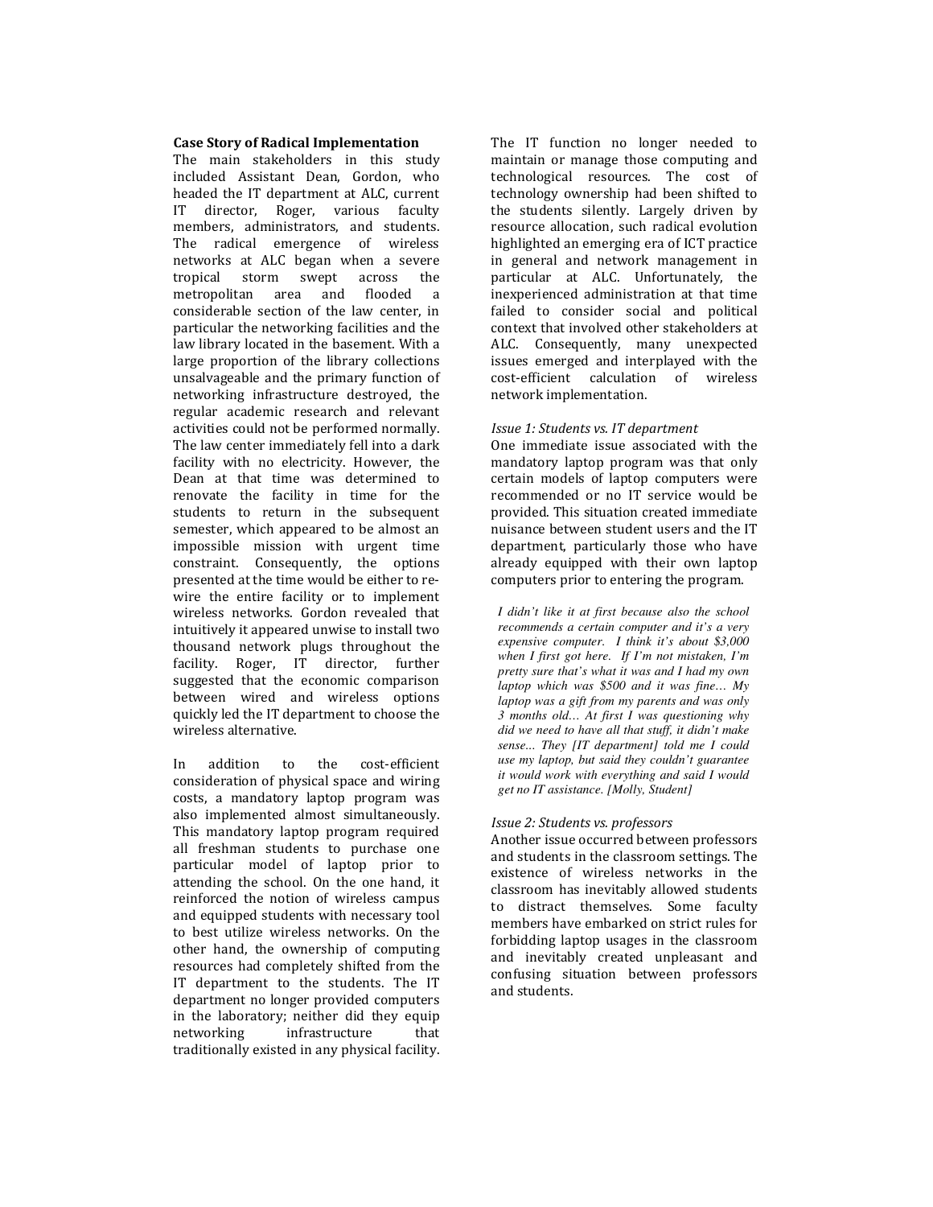**Case Story of Radical Implementation**

The main stakeholders in this study included Assistant Dean, Gordon, who headed the IT department at ALC, current IT director, Roger, various faculty members, administrators, and students. The radical emergence of wireless networks at ALC began when a severe tropical storm swept across the metropolitan area and flooded a considerable section of the law center, in particular the networking facilities and the law library located in the basement. With a large proportion of the library collections unsalvageable and the primary function of networking infrastructure destroyed, the regular academic research and relevant activities could not be performed normally. The law center immediately fell into a dark facility with no electricity. However, the Dean at that time was determined to renovate the facility in time for the students to return in the subsequent semester, which appeared to be almost an impossible mission with urgent time constraint. Consequently, the options presented at the time would be either to re-wire the entire facility or to implement wireless networks. Gordon revealed that intuitively it appeared unwise to install two thousand network plugs throughout the facility. Roger, IT director, further suggested that the economic comparison between wired and wireless options quickly led the IT department to choose the wireless alternative.

In addition to the cost-efficient consideration of physical space and wiring costs, a mandatory laptop program was also implemented almost simultaneously. This mandatory laptop program required all freshman students to purchase one particular model of laptop prior to attending the school. On the one hand, it reinforced the notion of wireless campus and equipped students with necessary tool to best utilize wireless networks. On the other hand, the ownership of computing resources had completely shifted from the IT department to the students. The IT department no longer provided computers in the laboratory; neither did they equip networking infrastructure that traditionally existed in any physical facility. The IT function no longer needed to maintain or manage those computing and technological resources. The cost of technology ownership had been shifted to the students silently. Largely driven by resource allocation, such radical evolution highlighted an emerging era of ICT practice in general and network management in particular at ALC. Unfortunately, the inexperienced administration at that time failed to consider social and political context that involved other stakeholders at ALC. Consequently, many unexpected issues emerged and interplayed with the cost-efficient calculation of wireless network implementation.

*Issue 1: Students vs. IT department*

One immediate issue associated with the mandatory laptop program was that only certain models of laptop computers were recommended or no IT service would be provided. This situation created immediate nuisance between student users and the IT department, particularly those who have already equipped with their own laptop computers prior to entering the program.

> *I didn't like it at first because also the school recommends a certain computer and it's a very expensive computer. I think it's about $3,000 when I first got here. If I'm not mistaken, I'm pretty sure that's what it was and I had my own laptop which was $500 and it was fine… My laptop was a gift from my parents and was only 3 months old… At first I was questioning why did we need to have all that stuff, it didn't make sense… They [IT department] told me I could use my laptop, but said they couldn't guarantee it would work with everything and said I would get no IT assistance. [Molly, Student]*

*Issue 2: Students vs. professors*

Another issue occurred between professors and students in the classroom settings. The existence of wireless networks in the classroom has inevitably allowed students to distract themselves. Some faculty members have embarked on strict rules for forbidding laptop usages in the classroom and inevitably created unpleasant and confusing situation between professors and students.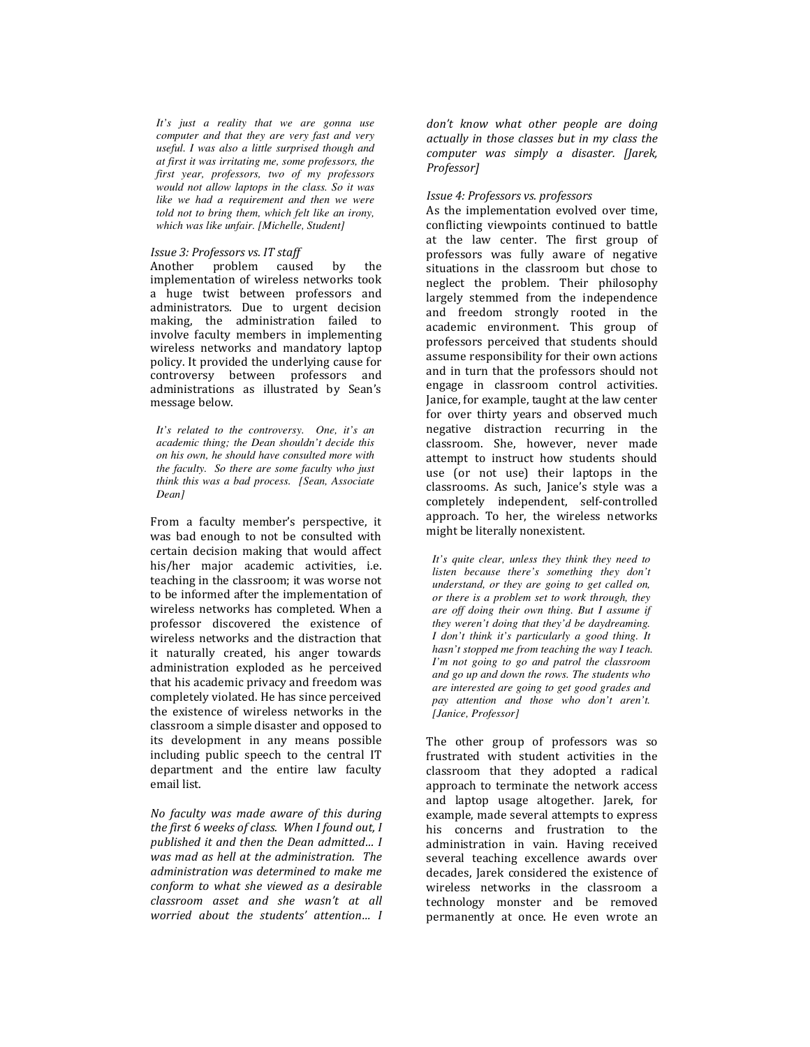*It's just a reality that we are gonna use computer and that they are very fast and very useful. I was also a little surprised though and at first it was irritating me, some professors, the first year, professors, two of my professors would not allow laptops in the class. So it was like we had a requirement and then we were told not to bring them, which felt like an irony, which was like unfair. [Michelle, Student]*

*Issue 3: Professors vs. IT staff*

Another problem caused by the implementation of wireless networks took a huge twist between professors and administrators. Due to urgent decision making, the administration failed to involve faculty members in implementing wireless networks and mandatory laptop policy. It provided the underlying cause for controversy between professors and administrations as illustrated by Sean's message below.

*It's related to the controversy. One, it's an academic thing; the Dean shouldn't decide this on his own, he should have consulted more with the faculty. So there are some faculty who just think this was a bad process. [Sean, Associate Dean]*

From a faculty member's perspective, it was bad enough to not be consulted with certain decision making that would affect his/her major academic activities, i.e. teaching in the classroom; it was worse not to be informed after the implementation of wireless networks has completed. When a professor discovered the existence of wireless networks and the distraction that it naturally created, his anger towards administration exploded as he perceived that his academic privacy and freedom was completely violated. He has since perceived the existence of wireless networks in the classroom a simple disaster and opposed to its development in any means possible including public speech to the central IT department and the entire law faculty email list.

*No faculty was made aware of this during the first 6 weeks of class. When I found out, I published it and then the Dean admitted… I was mad as hell at the administration. The administration was determined to make me conform to what she viewed as a desirable classroom asset and she wasn't at all worried about the students' attention… I don't know what other people are doing actually in those classes but in my class the computer was simply a disaster. [Jarek, Professor]*

*Issue 4: Professors vs. professors*

As the implementation evolved over time, conflicting viewpoints continued to battle at the law center. The first group of professors was fully aware of negative situations in the classroom but chose to neglect the problem. Their philosophy largely stemmed from the independence and freedom strongly rooted in the academic environment. This group of professors perceived that students should assume responsibility for their own actions and in turn that the professors should not engage in classroom control activities. Janice, for example, taught at the law center for over thirty years and observed much negative distraction recurring in the classroom. She, however, never made attempt to instruct how students should use (or not use) their laptops in the classrooms. As such, Janice's style was a completely independent, self-controlled approach. To her, the wireless networks might be literally nonexistent.

*It's quite clear, unless they think they need to listen because there's something they don't understand, or they are going to get called on, or there is a problem set to work through, they are off doing their own thing. But I assume if they weren't doing that they'd be daydreaming. I don't think it's particularly a good thing. It hasn't stopped me from teaching the way I teach. I'm not going to go and patrol the classroom and go up and down the rows. The students who are interested are going to get good grades and pay attention and those who don't aren't. [Janice, Professor]*

The other group of professors was so frustrated with student activities in the classroom that they adopted a radical approach to terminate the network access and laptop usage altogether. Jarek, for example, made several attempts to express his concerns and frustration to the administration in vain. Having received several teaching excellence awards over decades, Jarek considered the existence of wireless networks in the classroom a technology monster and be removed permanently at once. He even wrote an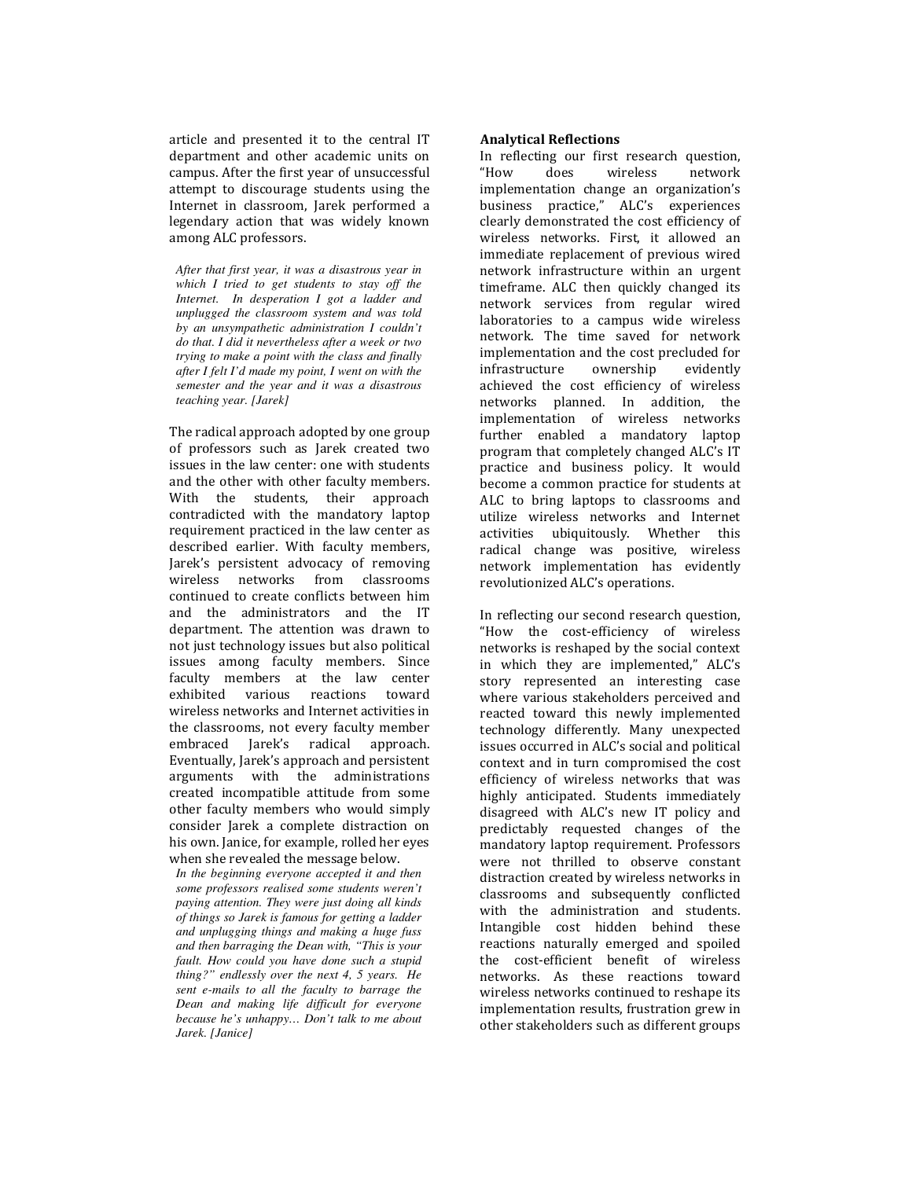article and presented it to the central IT department and other academic units on campus. After the first year of unsuccessful attempt to discourage students using the Internet in classroom, Jarek performed a legendary action that was widely known among ALC professors.

> *After that first year, it was a disastrous year in which I tried to get students to stay off the Internet. In desperation I got a ladder and unplugged the classroom system and was told by an unsympathetic administration I couldn't do that. I did it nevertheless after a week or two trying to make a point with the class and finally after I felt I'd made my point, I went on with the semester and the year and it was a disastrous teaching year. [Jarek]*

The radical approach adopted by one group of professors such as Jarek created two issues in the law center: one with students and the other with other faculty members. With the students, their approach contradicted with the mandatory laptop requirement practiced in the law center as described earlier. With faculty members, Jarek's persistent advocacy of removing wireless networks from classrooms continued to create conflicts between him and the administrators and the IT department. The attention was drawn to not just technology issues but also political issues among faculty members. Since faculty members at the law center exhibited various reactions toward wireless networks and Internet activities in the classrooms, not every faculty member embraced Jarek's radical approach. Eventually, Jarek's approach and persistent arguments with the administrations created incompatible attitude from some other faculty members who would simply consider Jarek a complete distraction on his own. Janice, for example, rolled her eyes when she revealed the message below.

> *In the beginning everyone accepted it and then some professors realised some students weren't paying attention. They were just doing all kinds of things so Jarek is famous for getting a ladder and unplugging things and making a huge fuss and then barraging the Dean with, "This is your fault. How could you have done such a stupid thing?" endlessly over the next 4, 5 years. He sent e-mails to all the faculty to barrage the Dean and making life difficult for everyone because he's unhappy… Don't talk to me about Jarek. [Janice]*

**Analytical Reflections**

In reflecting our first research question, "How does wireless network implementation change an organization's business practice," ALC's experiences clearly demonstrated the cost efficiency of wireless networks. First, it allowed an immediate replacement of previous wired network infrastructure within an urgent timeframe. ALC then quickly changed its network services from regular wired laboratories to a campus wide wireless network. The time saved for network implementation and the cost precluded for infrastructure ownership evidently achieved the cost efficiency of wireless networks planned. In addition, the implementation of wireless networks further enabled a mandatory laptop program that completely changed ALC's IT practice and business policy. It would become a common practice for students at ALC to bring laptops to classrooms and utilize wireless networks and Internet activities ubiquitously. Whether this radical change was positive, wireless network implementation has evidently revolutionized ALC's operations.

In reflecting our second research question, "How the cost-efficiency of wireless networks is reshaped by the social context in which they are implemented," ALC's story represented an interesting case where various stakeholders perceived and reacted toward this newly implemented technology differently. Many unexpected issues occurred in ALC's social and political context and in turn compromised the cost efficiency of wireless networks that was highly anticipated. Students immediately disagreed with ALC's new IT policy and predictably requested changes of the mandatory laptop requirement. Professors were not thrilled to observe constant distraction created by wireless networks in classrooms and subsequently conflicted with the administration and students. Intangible cost hidden behind these reactions naturally emerged and spoiled the cost-efficient benefit of wireless networks. As these reactions toward wireless networks continued to reshape its implementation results, frustration grew in other stakeholders such as different groups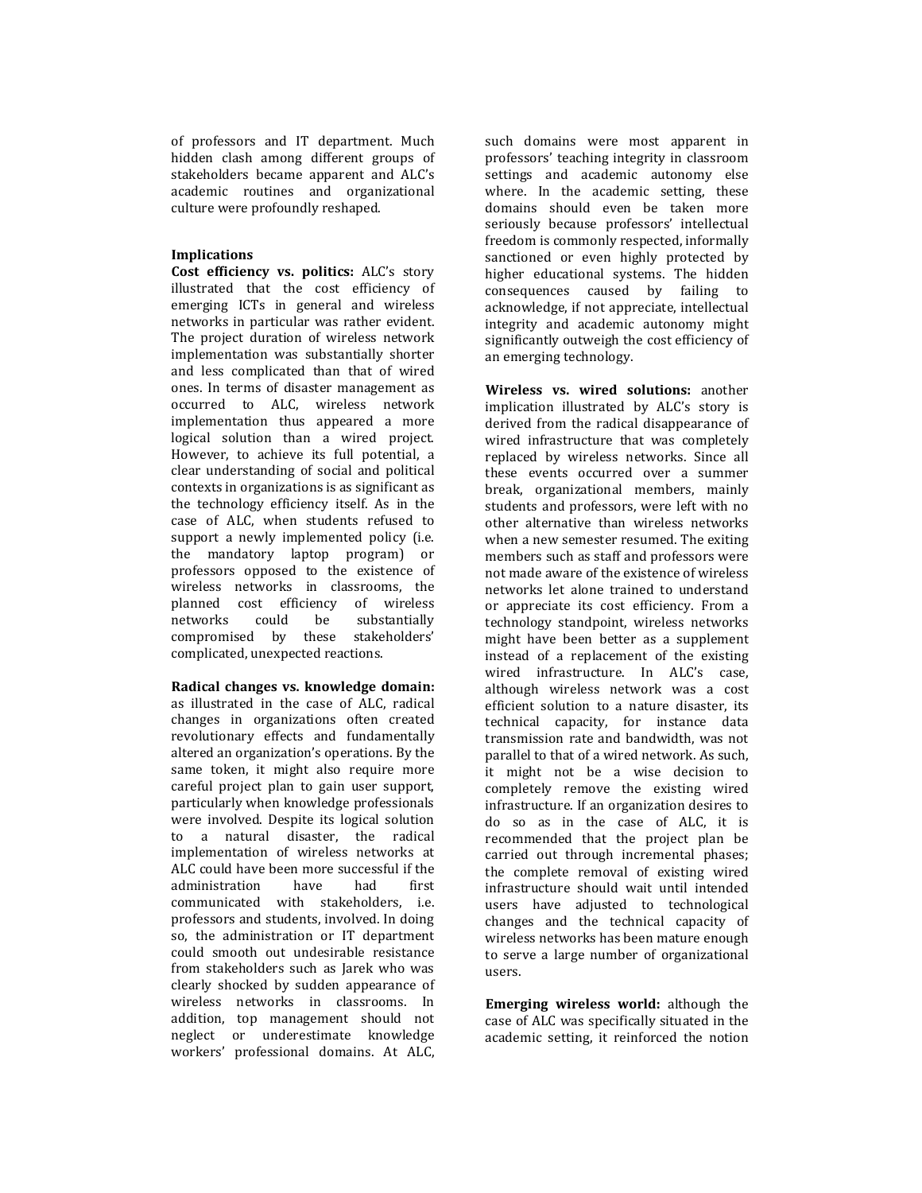of professors and IT department. Much hidden clash among different groups of stakeholders became apparent and ALC's academic routines and organizational culture were profoundly reshaped.

## Implications

**Cost efficiency vs. politics:** ALC's story illustrated that the cost efficiency of emerging ICTs in general and wireless networks in particular was rather evident. The project duration of wireless network implementation was substantially shorter and less complicated than that of wired ones. In terms of disaster management as occurred to ALC, wireless network implementation thus appeared a more logical solution than a wired project. However, to achieve its full potential, a clear understanding of social and political contexts in organizations is as significant as the technology efficiency itself. As in the case of ALC, when students refused to support a newly implemented policy (i.e. the mandatory laptop program) or professors opposed to the existence of wireless networks in classrooms, the planned cost efficiency of wireless networks could be substantially compromised by these stakeholders' complicated, unexpected reactions.

**Radical changes vs. knowledge domain:** as illustrated in the case of ALC, radical changes in organizations often created revolutionary effects and fundamentally altered an organization's operations. By the same token, it might also require more careful project plan to gain user support, particularly when knowledge professionals were involved. Despite its logical solution to a natural disaster, the radical implementation of wireless networks at ALC could have been more successful if the administration have had first communicated with stakeholders, i.e. professors and students, involved. In doing so, the administration or IT department could smooth out undesirable resistance from stakeholders such as Jarek who was clearly shocked by sudden appearance of wireless networks in classrooms. In addition, top management should not neglect or underestimate knowledge workers' professional domains. At ALC, such domains were most apparent in professors' teaching integrity in classroom settings and academic autonomy else where. In the academic setting, these domains should even be taken more seriously because professors' intellectual freedom is commonly respected, informally sanctioned or even highly protected by higher educational systems. The hidden consequences caused by failing to acknowledge, if not appreciate, intellectual integrity and academic autonomy might significantly outweigh the cost efficiency of an emerging technology.

**Wireless vs. wired solutions:** another implication illustrated by ALC's story is derived from the radical disappearance of wired infrastructure that was completely replaced by wireless networks. Since all these events occurred over a summer break, organizational members, mainly students and professors, were left with no other alternative than wireless networks when a new semester resumed. The exiting members such as staff and professors were not made aware of the existence of wireless networks let alone trained to understand or appreciate its cost efficiency. From a technology standpoint, wireless networks might have been better as a supplement instead of a replacement of the existing wired infrastructure. In ALC's case, although wireless network was a cost efficient solution to a nature disaster, its technical capacity, for instance data transmission rate and bandwidth, was not parallel to that of a wired network. As such, it might not be a wise decision to completely remove the existing wired infrastructure. If an organization desires to do so as in the case of ALC, it is recommended that the project plan be carried out through incremental phases; the complete removal of existing wired infrastructure should wait until intended users have adjusted to technological changes and the technical capacity of wireless networks has been mature enough to serve a large number of organizational users.

**Emerging wireless world:** although the case of ALC was specifically situated in the academic setting, it reinforced the notion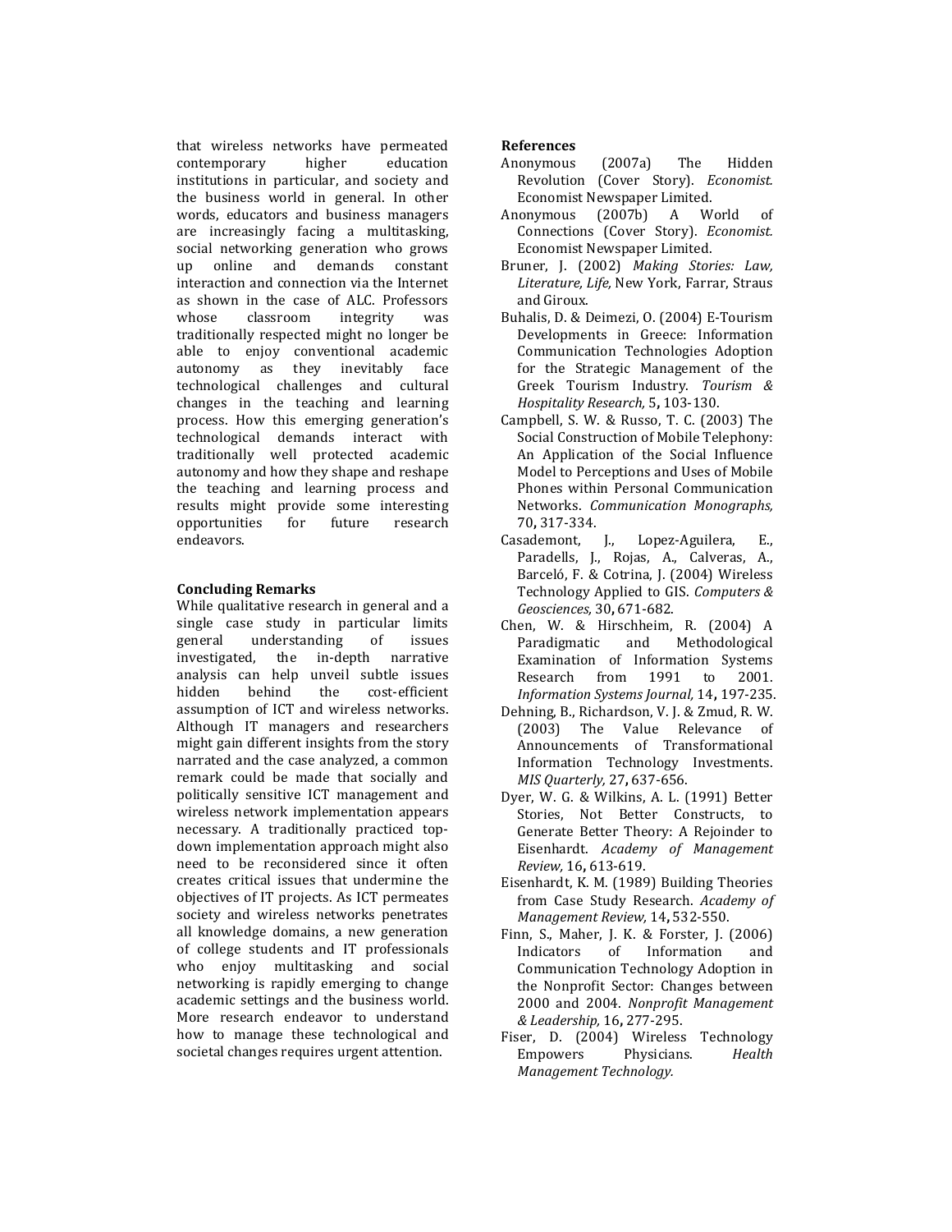that wireless networks have permeated contemporary higher education institutions in particular, and society and the business world in general. In other words, educators and business managers are increasingly facing a multitasking, social networking generation who grows up online and demands constant interaction and connection via the Internet as shown in the case of ALC. Professors whose classroom integrity was traditionally respected might no longer be able to enjoy conventional academic autonomy as they inevitably face technological challenges and cultural changes in the teaching and learning process. How this emerging generation's technological demands interact with traditionally well protected academic autonomy and how they shape and reshape the teaching and learning process and results might provide some interesting opportunities for future research endeavors.

## Concluding Remarks

While qualitative research in general and a single case study in particular limits general understanding of issues investigated, the in-depth narrative analysis can help unveil subtle issues hidden behind the cost-efficient assumption of ICT and wireless networks. Although IT managers and researchers might gain different insights from the story narrated and the case analyzed, a common remark could be made that socially and politically sensitive ICT management and wireless network implementation appears necessary. A traditionally practiced top-down implementation approach might also need to be reconsidered since it often creates critical issues that undermine the objectives of IT projects. As ICT permeates society and wireless networks penetrates all knowledge domains, a new generation of college students and IT professionals who enjoy multitasking and social networking is rapidly emerging to change academic settings and the business world. More research endeavor to understand how to manage these technological and societal changes requires urgent attention.

## References

Anonymous (2007a) The Hidden Revolution (Cover Story). *Economist.* Economist Newspaper Limited.

Anonymous (2007b) A World of Connections (Cover Story). *Economist.* Economist Newspaper Limited.

Bruner, J. (2002) *Making Stories: Law, Literature, Life,* New York, Farrar, Straus and Giroux.

Buhalis, D. & Deimezi, O. (2004) E-Tourism Developments in Greece: Information Communication Technologies Adoption for the Strategic Management of the Greek Tourism Industry. *Tourism & Hospitality Research,* 5**,** 103-130.

Campbell, S. W. & Russo, T. C. (2003) The Social Construction of Mobile Telephony: An Application of the Social Influence Model to Perceptions and Uses of Mobile Phones within Personal Communication Networks. *Communication Monographs,* 70**,** 317-334.

Casademont, J., Lopez-Aguilera, E., Paradells, J., Rojas, A., Calveras, A., Barceló, F. & Cotrina, J. (2004) Wireless Technology Applied to GIS. *Computers & Geosciences,* 30**,** 671-682.

Chen, W. & Hirschheim, R. (2004) A Paradigmatic and Methodological Examination of Information Systems Research from 1991 to 2001. *Information Systems Journal,* 14**,** 197-235.

Dehning, B., Richardson, V. J. & Zmud, R. W. (2003) The Value Relevance of Announcements of Transformational Information Technology Investments. *MIS Quarterly,* 27**,** 637-656.

Dyer, W. G. & Wilkins, A. L. (1991) Better Stories, Not Better Constructs, to Generate Better Theory: A Rejoinder to Eisenhardt. *Academy of Management Review,* 16**,** 613-619.

Eisenhardt, K. M. (1989) Building Theories from Case Study Research. *Academy of Management Review,* 14**,** 532-550.

Finn, S., Maher, J. K. & Forster, J. (2006) Indicators of Information and Communication Technology Adoption in the Nonprofit Sector: Changes between 2000 and 2004. *Nonprofit Management & Leadership,* 16**,** 277-295.

Fiser, D. (2004) Wireless Technology Empowers Physicians. *Health Management Technology.*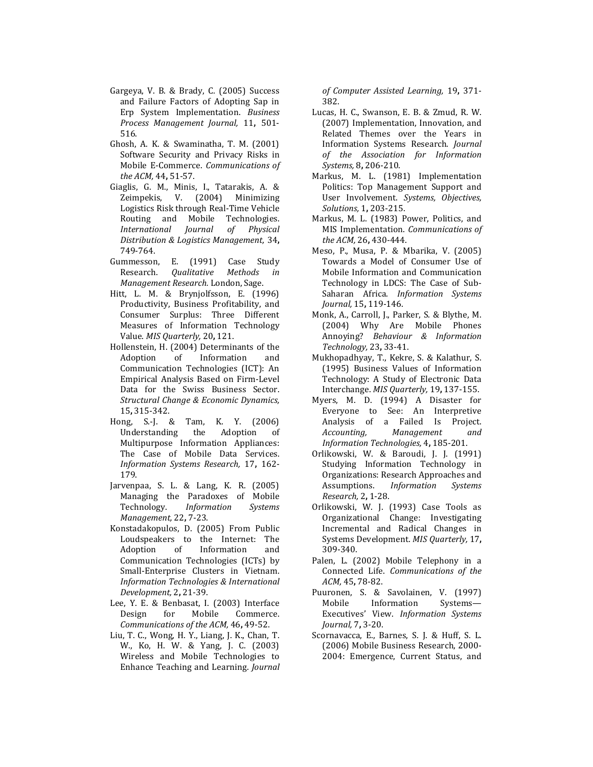Gargeya, V. B. & Brady, C. (2005) Success and Failure Factors of Adopting Sap in Erp System Implementation. *Business Process Management Journal,* 11**,** 501-516.

Ghosh, A. K. & Swaminatha, T. M. (2001) Software Security and Privacy Risks in Mobile E-Commerce. *Communications of the ACM,* 44**,** 51-57.

Giaglis, G. M., Minis, I., Tatarakis, A. & Zeimpekis, V. (2004) Minimizing Logistics Risk through Real-Time Vehicle Routing and Mobile Technologies. *International Journal of Physical Distribution & Logistics Management,* 34**,** 749-764.

Gummesson, E. (1991) Case Study Research. *Qualitative Methods in Management Research.* London, Sage.

Hitt, L. M. & Brynjolfsson, E. (1996) Productivity, Business Profitability, and Consumer Surplus: Three Different Measures of Information Technology Value. *MIS Quarterly,* 20**,** 121.

Hollenstein, H. (2004) Determinants of the Adoption of Information and Communication Technologies (ICT): An Empirical Analysis Based on Firm-Level Data for the Swiss Business Sector. *Structural Change & Economic Dynamics,* 15**,** 315-342.

Hong, S.-J. & Tam, K. Y. (2006) Understanding the Adoption of Multipurpose Information Appliances: The Case of Mobile Data Services. *Information Systems Research,* 17**,** 162-179.

Jarvenpaa, S. L. & Lang, K. R. (2005) Managing the Paradoxes of Mobile Technology. *Information Systems Management,* 22**,** 7-23.

Konstadakopulos, D. (2005) From Public Loudspeakers to the Internet: The Adoption of Information and Communication Technologies (ICTs) by Small-Enterprise Clusters in Vietnam. *Information Technologies & International Development,* 2**,** 21-39.

Lee, Y. E. & Benbasat, I. (2003) Interface Design for Mobile Commerce. *Communications of the ACM,* 46**,** 49-52.

Liu, T. C., Wong, H. Y., Liang, J. K., Chan, T. W., Ko, H. W. & Yang, J. C. (2003) Wireless and Mobile Technologies to Enhance Teaching and Learning. *Journal of Computer Assisted Learning,* 19**,** 371-382.

Lucas, H. C., Swanson, E. B. & Zmud, R. W. (2007) Implementation, Innovation, and Related Themes over the Years in Information Systems Research. *Journal of the Association for Information Systems,* 8**,** 206-210.

Markus, M. L. (1981) Implementation Politics: Top Management Support and User Involvement. *Systems, Objectives, Solutions,* 1**,** 203-215.

Markus, M. L. (1983) Power, Politics, and MIS Implementation. *Communications of the ACM,* 26**,** 430-444.

Meso, P., Musa, P. & Mbarika, V. (2005) Towards a Model of Consumer Use of Mobile Information and Communication Technology in LDCS: The Case of Sub-Saharan Africa. *Information Systems Journal,* 15**,** 119-146.

Monk, A., Carroll, J., Parker, S. & Blythe, M. (2004) Why Are Mobile Phones Annoying? *Behaviour & Information Technology,* 23**,** 33-41.

Mukhopadhyay, T., Kekre, S. & Kalathur, S. (1995) Business Values of Information Technology: A Study of Electronic Data Interchange. *MIS Quarterly,* 19**,** 137-155.

Myers, M. D. (1994) A Disaster for Everyone to See: An Interpretive Analysis of a Failed Is Project. *Accounting, Management and Information Technologies,* 4**,** 185-201.

Orlikowski, W. & Baroudi, J. J. (1991) Studying Information Technology in Organizations: Research Approaches and Assumptions. *Information Systems Research,* 2**,** 1-28.

Orlikowski, W. J. (1993) Case Tools as Organizational Change: Investigating Incremental and Radical Changes in Systems Development. *MIS Quarterly,* 17**,** 309-340.

Palen, L. (2002) Mobile Telephony in a Connected Life. *Communications of the ACM,* 45**,** 78-82.

Puuronen, S. & Savolainen, V. (1997) Mobile Information Systems—Executives' View. *Information Systems Journal,* 7**,** 3-20.

Scornavacca, E., Barnes, S. J. & Huff, S. L. (2006) Mobile Business Research, 2000-2004: Emergence, Current Status, and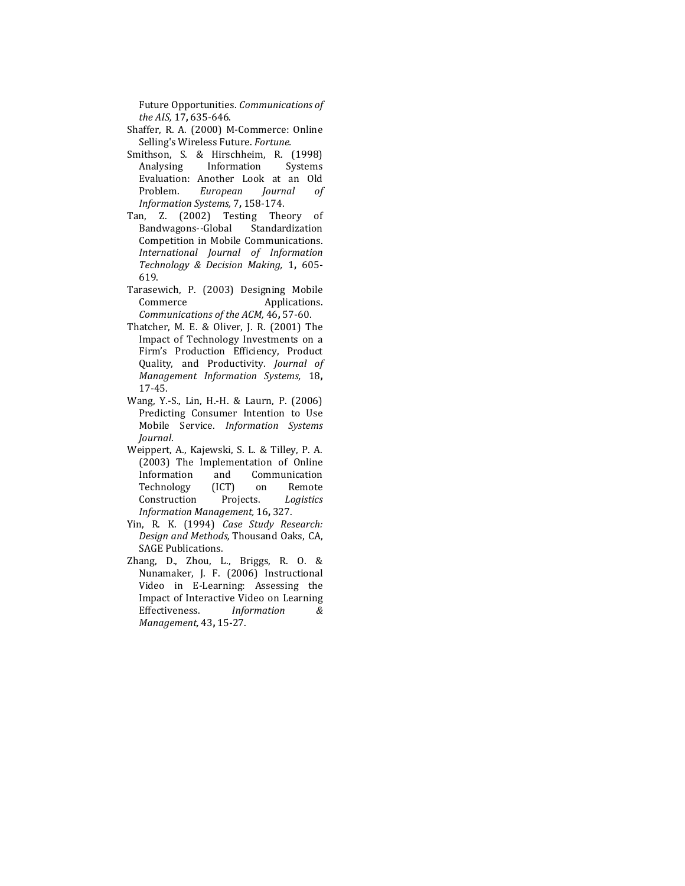Future Opportunities. *Communications of the AIS,* 17**,** 635-646.

Shaffer, R. A. (2000) M-Commerce: Online Selling's Wireless Future. *Fortune.*

Smithson, S. & Hirschheim, R. (1998) Analysing Information Systems Evaluation: Another Look at an Old Problem. *European Journal of Information Systems,* 7**,** 158-174.

Tan, Z. (2002) Testing Theory of Bandwagons--Global Standardization Competition in Mobile Communications. *International Journal of Information Technology & Decision Making,* 1**,** 605-619.

Tarasewich, P. (2003) Designing Mobile Commerce Applications. *Communications of the ACM,* 46**,** 57-60.

Thatcher, M. E. & Oliver, J. R. (2001) The Impact of Technology Investments on a Firm's Production Efficiency, Product Quality, and Productivity. *Journal of Management Information Systems,* 18**,** 17-45.

Wang, Y.-S., Lin, H.-H. & Laurn, P. (2006) Predicting Consumer Intention to Use Mobile Service. *Information Systems Journal*.

Weippert, A., Kajewski, S. L. & Tilley, P. A. (2003) The Implementation of Online Information and Communication Technology (ICT) on Remote Construction Projects. *Logistics Information Management,* 16**,** 327.

Yin, R. K. (1994) *Case Study Research: Design and Methods,* Thousand Oaks, CA, SAGE Publications.

Zhang, D., Zhou, L., Briggs, R. O. & Nunamaker, J. F. (2006) Instructional Video in E-Learning: Assessing the Impact of Interactive Video on Learning Effectiveness. *Information & Management,* 43**,** 15-27.